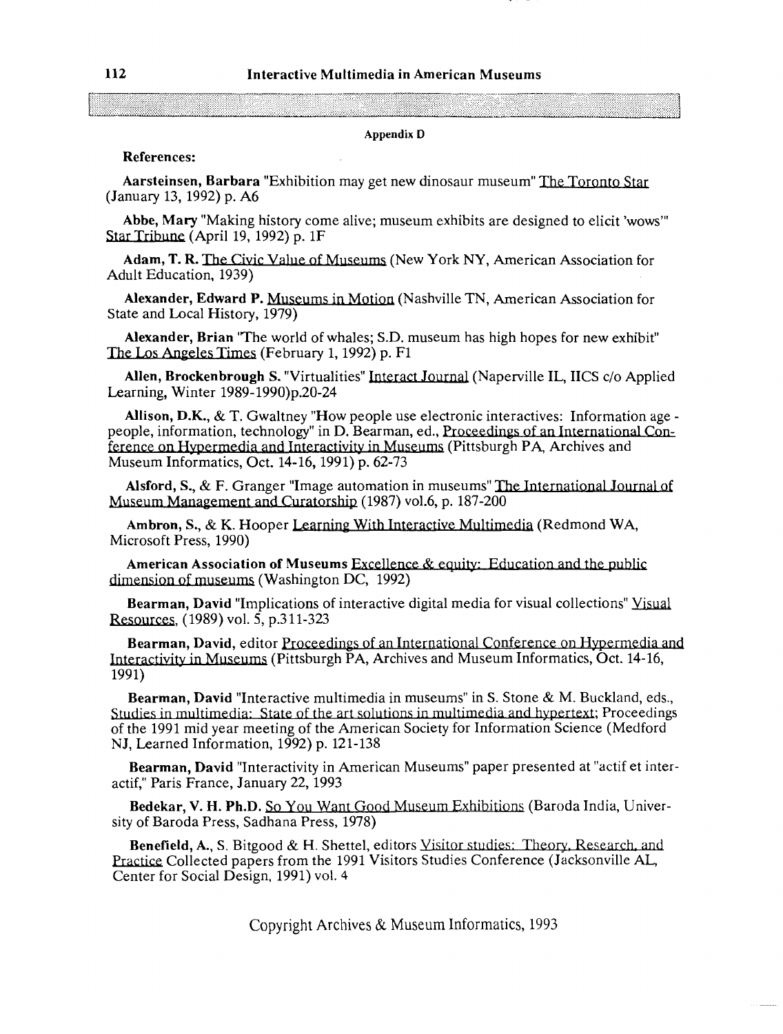## Appendix D

**References:**

**Aarsteinsen, Barbara** "Exhibition may get new dinosaur museum" The Toronto Star (January 13, 1992) p. A6

**Abbe, Mary** "Making history come alive; museum exhibits are designed to elicit 'wows'" Star Tribune (April 19, 1992) p. 1F

**Adam, T. R.** The Civic Value of Museums (New York NY, American Association for Adult Education, 1939)

**Alexander, Edward P.** Museums in Motion (Nashville TN, American Association for State and Local History, 1979)

**Alexander, Brian** "The world of whales; S.D. museum has high hopes for new exhibit" The Los Angeles Times (February 1, 1992) p. F1

**Allen, Brockenbrough S.** "Virtualities" Interact Journal (Naperville IL, IICS c/o Applied Learning, Winter 1989-1990)p.20-24

**Allison, D.K.**, & T. Gwaltney "How people use electronic interactives: Information age - people, information, technology" in D. Bearman, ed., Proceedings of an International Conference on Hypermedia and Interactivity in Museums (Pittsburgh PA, Archives and Museum Informatics, Oct. 14-16, 1991) p. 62-73

**Alsford, S.**, & F. Granger "Image automation in museums" The International Journal of Museum Management and Curatorship (1987) vol.6, p. 187-200

**Ambron, S.**, & K. Hooper Learning With Interactive Multimedia (Redmond WA, Microsoft Press, 1990)

**American Association of Museums** Excellence & equity: Education and the public dimension of museums (Washington DC, 1992)

**Bearman, David** "Implications of interactive digital media for visual collections" Visual Resources, (1989) vol. 5, p.311-323

**Bearman, David**, editor Proceedings of an International Conference on Hypermedia and Interactivity in Museums (Pittsburgh PA, Archives and Museum Informatics, Oct. 14-16, 1991)

**Bearman, David** "Interactive multimedia in museums" in S. Stone & M. Buckland, eds., Studies in multimedia: State of the art solutions in multimedia and hypertext; Proceedings of the 1991 mid year meeting of the American Society for Information Science (Medford NJ, Learned Information, 1992) p. 121-138

**Bearman, David** "Interactivity in American Museums" paper presented at "actif et interactif," Paris France, January 22, 1993

**Bedekar, V. H. Ph.D.** So You Want Good Museum Exhibitions (Baroda India, University of Baroda Press, Sadhana Press, 1978)

**Benefield, A.**, S. Bitgood & H. Shettel, editors Visitor studies: Theory, Research, and Practice Collected papers from the 1991 Visitors Studies Conference (Jacksonville AL, Center for Social Design, 1991) vol. 4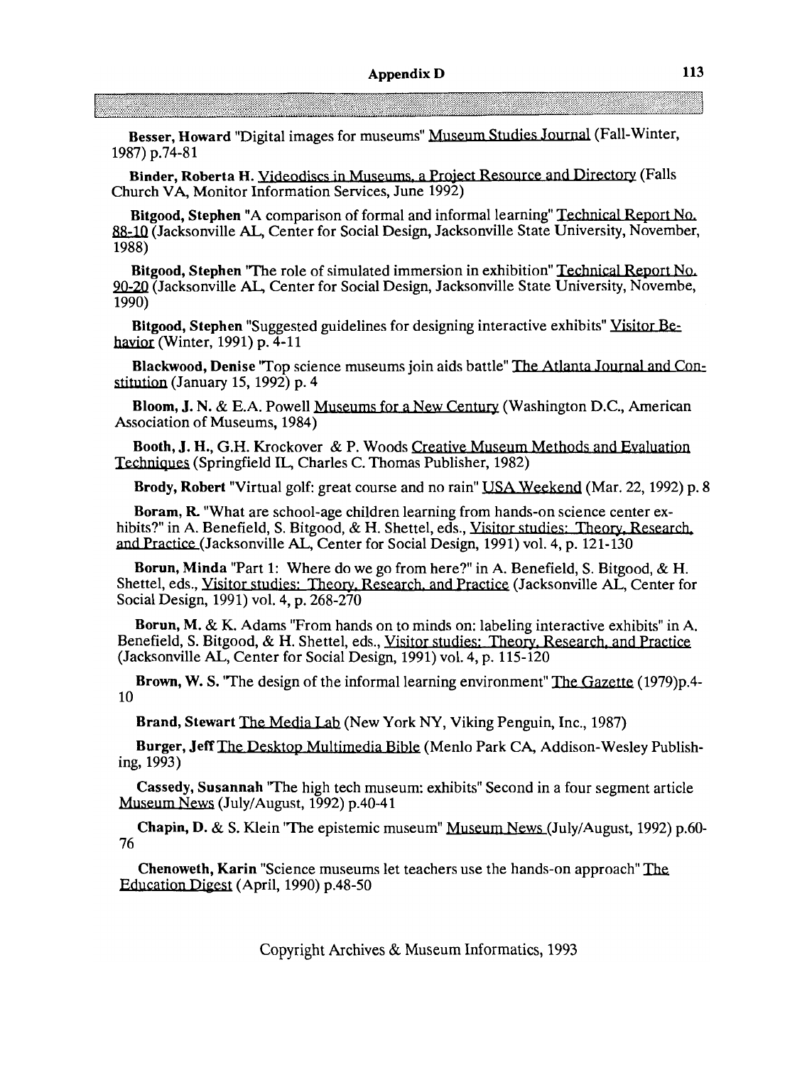**Besser, Howard** "Digital images for museums" Museum Studies Journal (Fall-Winter, 1987) p.74-81

**Binder, Roberta H.** Videodiscs in Museums, a Project Resource and Directory (Falls Church VA, Monitor Information Services, June 1992)

**Bitgood, Stephen** "A comparison of formal and informal learning" Technical Report No. 88-10 (Jacksonville AL, Center for Social Design, Jacksonville State University, November, 1988)

**Bitgood, Stephen** "The role of simulated immersion in exhibition" Technical Report No. 90-20 (Jacksonville AL, Center for Social Design, Jacksonville State University, Novembe, 1990)

**Bitgood, Stephen** "Suggested guidelines for designing interactive exhibits" Visitor Behavior (Winter, 1991) p. 4-11

**Blackwood, Denise** "Top science museums join aids battle" The Atlanta Journal and Constitution (January 15, 1992) p. 4

**Bloom, J. N.** & E.A. Powell Museums for a New Century (Washington D.C., American Association of Museums, 1984)

**Booth, J. H.**, G.H. Krockover & P. Woods Creative Museum Methods and Evaluation Techniques (Springfield IL, Charles C. Thomas Publisher, 1982)

**Brody, Robert** "Virtual golf: great course and no rain" USA Weekend (Mar. 22, 1992) p. 8

**Boram, R.** "What are school-age children learning from hands-on science center exhibits?" in A. Benefield, S. Bitgood, & H. Shettel, eds., Visitor studies: Theory, Research, and Practice (Jacksonville AL, Center for Social Design, 1991) vol. 4, p. 121-130

**Borun, Minda** "Part 1: Where do we go from here?" in A. Benefield, S. Bitgood, & H. Shettel, eds., Visitor studies: Theory, Research, and Practice (Jacksonville AL, Center for Social Design, 1991) vol. 4, p. 268-270

**Borun, M.** & K. Adams "From hands on to minds on: labeling interactive exhibits" in A. Benefield, S. Bitgood, & H. Shettel, eds., Visitor studies: Theory, Research, and Practice (Jacksonville AL, Center for Social Design, 1991) vol. 4, p. 115-120

**Brown, W. S.** "The design of the informal learning environment" The Gazette (1979)p.4-10

**Brand, Stewart** The Media Lab (New York NY, Viking Penguin, Inc., 1987)

**Burger, Jeff** The Desktop Multimedia Bible (Menlo Park CA, Addison-Wesley Publishing, 1993)

**Cassedy, Susannah** "The high tech museum: exhibits" Second in a four segment article Museum News (July/August, 1992) p.40-41

**Chapin, D.** & S. Klein "The epistemic museum" Museum News (July/August, 1992) p.60-76

**Chenoweth, Karin** "Science museums let teachers use the hands-on approach" The Education Digest (April, 1990) p.48-50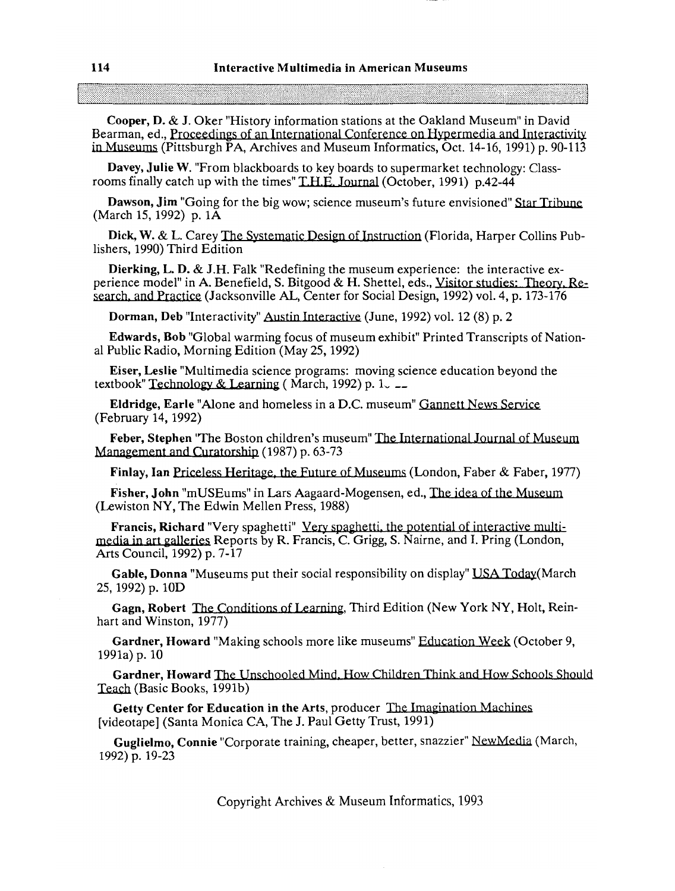**Cooper, D.** & J. Oker "History information stations at the Oakland Museum" in David Bearman, ed., Proceedings of an International Conference on Hypermedia and Interactivity in Museums (Pittsburgh PA, Archives and Museum Informatics, Oct. 14-16, 1991) p. 90-113

**Davey, Julie W.** "From blackboards to key boards to supermarket technology: Classrooms finally catch up with the times" T.H.E. Journal (October, 1991) p.42-44

**Dawson, Jim** "Going for the big wow; science museum's future envisioned" Star Tribune (March 15, 1992) p. 1A

**Dick, W.** & L. Carey The Systematic Design of Instruction (Florida, Harper Collins Publishers, 1990) Third Edition

**Dierking, L. D.** & J.H. Falk "Redefining the museum experience: the interactive experience model" in A. Benefield, S. Bitgood & H. Shettel, eds., Visitor studies: Theory, Research, and Practice (Jacksonville AL, Center for Social Design, 1992) vol. 4, p. 173-176

**Dorman, Deb** "Interactivity" Austin Interactive (June, 1992) vol. 12 (8) p. 2

**Edwards, Bob** "Global warming focus of museum exhibit" Printed Transcripts of National Public Radio, Morning Edition (May 25, 1992)

**Eiser, Leslie** "Multimedia science programs: moving science education beyond the textbook" Technology & Learning ( March, 1992) p. 1

**Eldridge, Earle** "Alone and homeless in a D.C. museum" Gannett News Service (February 14, 1992)

**Feber, Stephen** "The Boston children's museum" The International Journal of Museum Management and Curatorship (1987) p. 63-73

**Finlay, Ian** Priceless Heritage, the Future of Museums (London, Faber & Faber, 1977)

**Fisher, John** "mUSEums" in Lars Aagaard-Mogensen, ed., The idea of the Museum (Lewiston NY, The Edwin Mellen Press, 1988)

**Francis, Richard** "Very spaghetti" Very spaghetti, the potential of interactive multimedia in art galleries Reports by R. Francis, C. Grigg, S. Nairne, and I. Pring (London, Arts Council, 1992) p. 7-17

**Gable, Donna** "Museums put their social responsibility on display" USA Today(March 25, 1992) p. 10D

**Gagn, Robert** The Conditions of Learning, Third Edition (New York NY, Holt, Reinhart and Winston, 1977)

**Gardner, Howard** "Making schools more like museums" Education Week (October 9, 1991a) p. 10

**Gardner, Howard** The Unschooled Mind, How Children Think and How Schools Should Teach (Basic Books, 1991b)

**Getty Center for Education in the Arts**, producer The Imagination Machines [videotape] (Santa Monica CA, The J. Paul Getty Trust, 1991)

**Guglielmo, Connie** "Corporate training, cheaper, better, snazzier" NewMedia (March, 1992) p. 19-23

Copyright Archives & Museum Informatics, 1993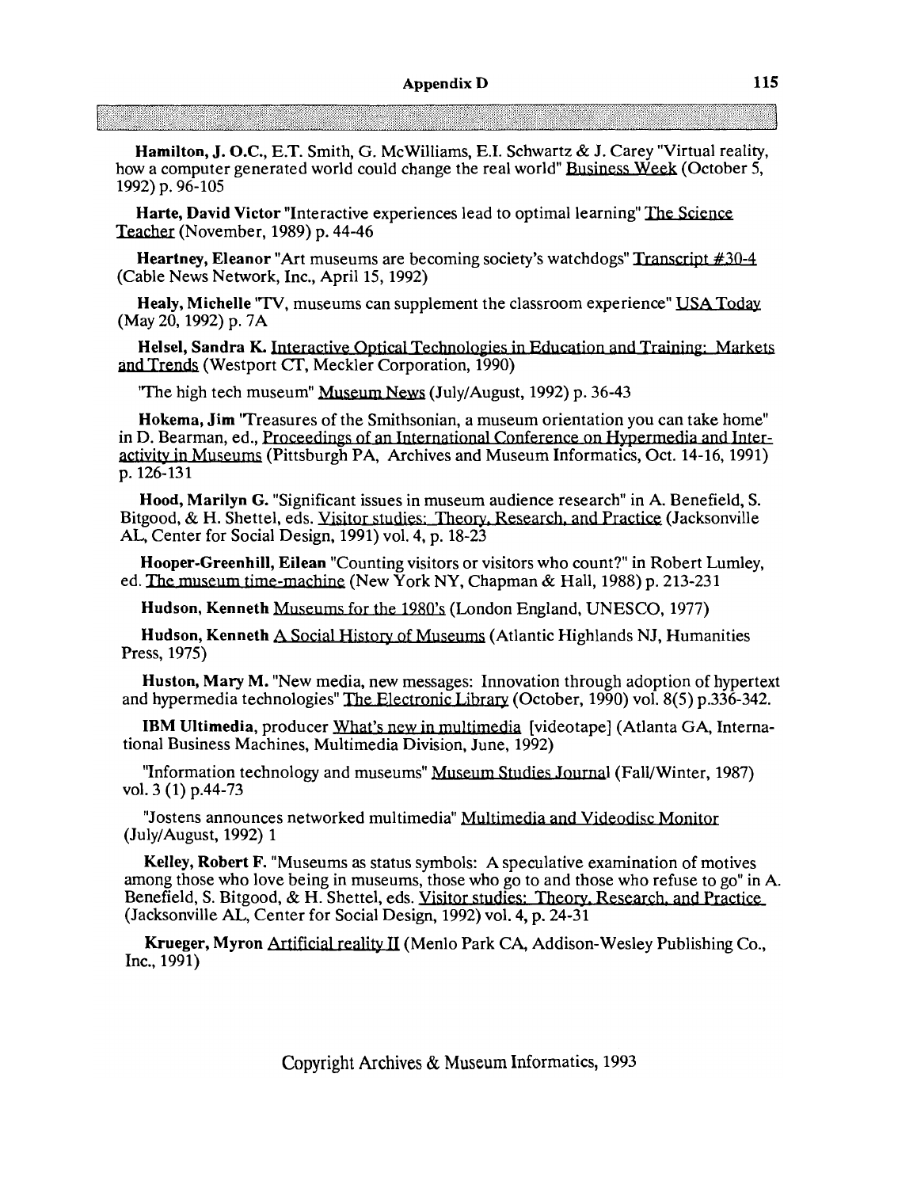**Hamilton, J. O.C.**, E.T. Smith, G. McWilliams, E.I. Schwartz & J. Carey "Virtual reality, how a computer generated world could change the real world" Business Week (October 5, 1992) p. 96-105

**Harte, David Victor** "Interactive experiences lead to optimal learning" The Science Teacher (November, 1989) p. 44-46

**Heartney, Eleanor** "Art museums are becoming society's watchdogs" Transcript #30-4 (Cable News Network, Inc., April 15, 1992)

**Healy, Michelle** "TV, museums can supplement the classroom experience" USA Today (May 20, 1992) p. 7A

**Helsel, Sandra K.** Interactive Optical Technologies in Education and Training: Markets and Trends (Westport CT, Meckler Corporation, 1990)

"The high tech museum" Museum News (July/August, 1992) p. 36-43

**Hokema, Jim** "Treasures of the Smithsonian, a museum orientation you can take home" in D. Bearman, ed., Proceedings of an International Conference on Hypermedia and Interactivity in Museums (Pittsburgh PA, Archives and Museum Informatics, Oct. 14-16, 1991) p. 126-131

**Hood, Marilyn G.** "Significant issues in museum audience research" in A. Benefield, S. Bitgood, & H. Shettel, eds. Visitor studies: Theory, Research, and Practice (Jacksonville AL, Center for Social Design, 1991) vol. 4, p. 18-23

**Hooper-Greenhill, Eilean** "Counting visitors or visitors who count?" in Robert Lumley, ed. The museum time-machine (New York NY, Chapman & Hall, 1988) p. 213-231

**Hudson, Kenneth** Museums for the 1980's (London England, UNESCO, 1977)

**Hudson, Kenneth** A Social History of Museums (Atlantic Highlands NJ, Humanities Press, 1975)

**Huston, Mary M.** "New media, new messages: Innovation through adoption of hypertext and hypermedia technologies" The Electronic Library (October, 1990) vol. 8(5) p.336-342.

**IBM Ultimedia**, producer What's new in multimedia [videotape] (Atlanta GA, International Business Machines, Multimedia Division, June, 1992)

"Information technology and museums" Museum Studies Journal (Fall/Winter, 1987) vol. 3 (1) p.44-73

"Jostens announces networked multimedia" Multimedia and Videodisc Monitor (July/August, 1992) 1

**Kelley, Robert F.** "Museums as status symbols: A speculative examination of motives among those who love being in museums, those who go to and those who refuse to go" in A. Benefield, S. Bitgood, & H. Shettel, eds. Visitor studies: Theory, Research, and Practice (Jacksonville AL, Center for Social Design, 1992) vol. 4, p. 24-31

**Krueger, Myron** Artificial reality II (Menlo Park CA, Addison-Wesley Publishing Co., Inc., 1991)

Copyright Archives & Museum Informatics, 1993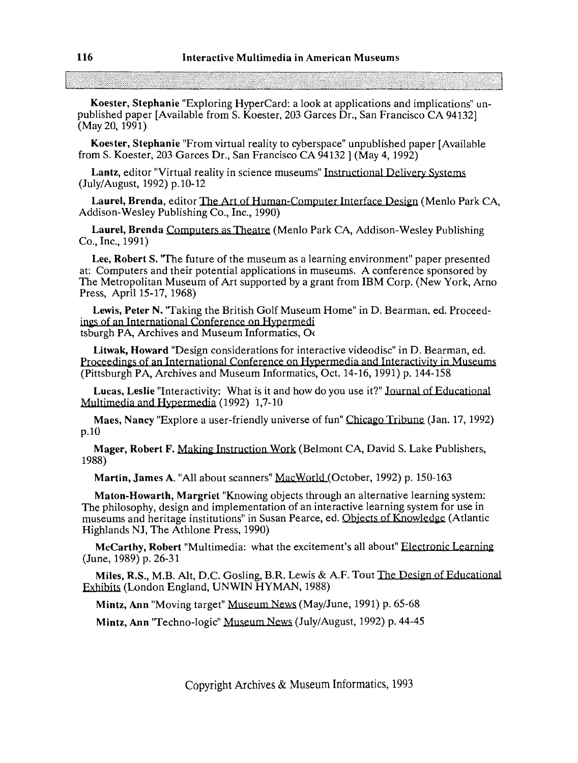**Koester, Stephanie** "Exploring HyperCard: a look at applications and implications" unpublished paper [Available from S. Koester, 203 Garces Dr., San Francisco CA 94132] (May 20, 1991)

**Koester, Stephanie** "From virtual reality to cyberspace" unpublished paper [Available from S. Koester, 203 Garces Dr., San Francisco CA 94132 ] (May 4, 1992)

**Lantz**, editor "Virtual reality in science museums" Instructional Delivery Systems (July/August, 1992) p.10-12

**Laurel, Brenda**, editor The Art of Human-Computer Interface Design (Menlo Park CA, Addison-Wesley Publishing Co., Inc., 1990)

**Laurel, Brenda** Computers as Theatre (Menlo Park CA, Addison-Wesley Publishing Co., Inc., 1991)

**Lee, Robert S.** "The future of the museum as a learning environment" paper presented at: Computers and their potential applications in museums. A conference sponsored by The Metropolitan Museum of Art supported by a grant from IBM Corp. (New York, Arno Press, April 15-17, 1968)

**Lewis, Peter N.** "Taking the British Golf Museum Home" in D. Bearman, ed. Proceedings of an International Conference on Hypermedi tsburgh PA, Archives and Museum Informatics, O‹

**Litwak, Howard** "Design considerations for interactive videodisc" in D. Bearman, ed. Proceedings of an International Conference on Hypermedia and Interactivity in Museums (Pittsburgh PA, Archives and Museum Informatics, Oct. 14-16, 1991) p. 144-158

**Lucas, Leslie** "Interactivity: What is it and how do you use it?" Journal of Educational Multimedia and Hypermedia (1992) 1,7-10

**Maes, Nancy** "Explore a user-friendly universe of fun" Chicago Tribune (Jan. 17, 1992) p.10

**Mager, Robert F.** Making Instruction Work (Belmont CA, David S. Lake Publishers, 1988)

**Martin, James A.** "All about scanners" MacWorld (October, 1992) p. 150-163

**Maton-Howarth, Margriet** "Knowing objects through an alternative learning system: The philosophy, design and implementation of an interactive learning system for use in museums and heritage institutions" in Susan Pearce, ed. Objects of Knowledge (Atlantic Highlands NJ, The Athlone Press, 1990)

**McCarthy, Robert** "Multimedia: what the excitement's all about" Electronic Learning (June, 1989) p. 26-31

**Miles, R.S.**, M.B. Alt, D.C. Gosling, B.R. Lewis & A.F. Tout The Design of Educational Exhibits (London England, UNWIN HYMAN, 1988)

**Mintz, Ann** "Moving target" Museum News (May/June, 1991) p. 65-68

**Mintz, Ann** "Techno-logic" Museum News (July/August, 1992) p. 44-45

Copyright Archives & Museum Informatics, 1993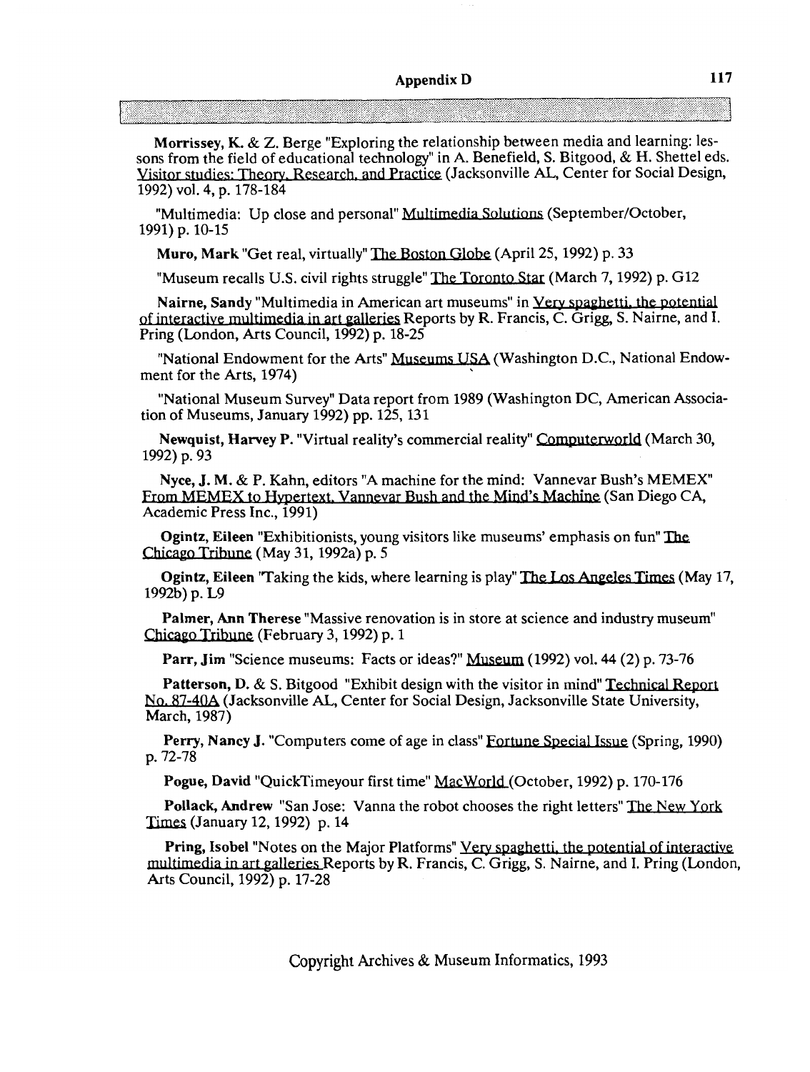**Morrissey, K.** & **Z. Berge** "Exploring the relationship between media and learning: lessons from the field of educational technology" in A. Benefield, S. Bitgood, & H. Shettel eds. Visitor studies: Theory, Research, and Practice (Jacksonville AL, Center for Social Design, 1992) vol. 4, p. 178-184

"Multimedia: Up close and personal" Multimedia Solutions (September/October, 1991) p. 10-15

**Muro, Mark** "Get real, virtually" The Boston Globe (April 25, 1992) p. 33

"Museum recalls U.S. civil rights struggle" The Toronto Star (March 7, 1992) p. G12

**Nairne, Sandy** "Multimedia in American art museums" in Very spaghetti, the potential of interactive multimedia in art galleries Reports by R. Francis, C. Grigg, S. Nairne, and I. Pring (London, Arts Council, 1992) p. 18-25

"National Endowment for the Arts" Museums USA (Washington D.C., National Endowment for the Arts, 1974)

"National Museum Survey" Data report from 1989 (Washington DC, American Association of Museums, January 1992) pp. 125, 131

**Newquist, Harvey P.** "Virtual reality's commercial reality" Computerworld (March 30, 1992) p. 93

**Nyce, J. M.** & **P. Kahn**, editors "A machine for the mind: Vannevar Bush's MEMEX" From MEMEX to Hypertext, Vannevar Bush and the Mind's Machine (San Diego CA, Academic Press Inc., 1991)

**Ogintz, Eileen** "Exhibitionists, young visitors like museums' emphasis on fun" The Chicago Tribune (May 31, 1992a) p. 5

**Ogintz, Eileen** "Taking the kids, where learning is play" The Los Angeles Times (May 17, 1992b) p. L9

**Palmer, Ann Therese** "Massive renovation is in store at science and industry museum" Chicago Tribune (February 3, 1992) p. 1

**Parr, Jim** "Science museums: Facts or ideas?" Museum (1992) vol. 44 (2) p. 73-76

**Patterson, D.** & **S. Bitgood** "Exhibit design with the visitor in mind" Technical Report No. 87-40A (Jacksonville AL, Center for Social Design, Jacksonville State University, March, 1987)

**Perry, Nancy J.** "Computers come of age in class" Fortune Special Issue (Spring, 1990) p. 72-78

**Pogue, David** "QuickTimeyour first time" MacWorld (October, 1992) p. 170-176

**Pollack, Andrew** "San Jose: Vanna the robot chooses the right letters" The New York Times (January 12, 1992) p. 14

**Pring, Isobel** "Notes on the Major Platforms" Very spaghetti, the potential of interactive multimedia in art galleries Reports by R. Francis, C. Grigg, S. Nairne, and I. Pring (London, Arts Council, 1992) p. 17-28

Copyright Archives & Museum Informatics, 1993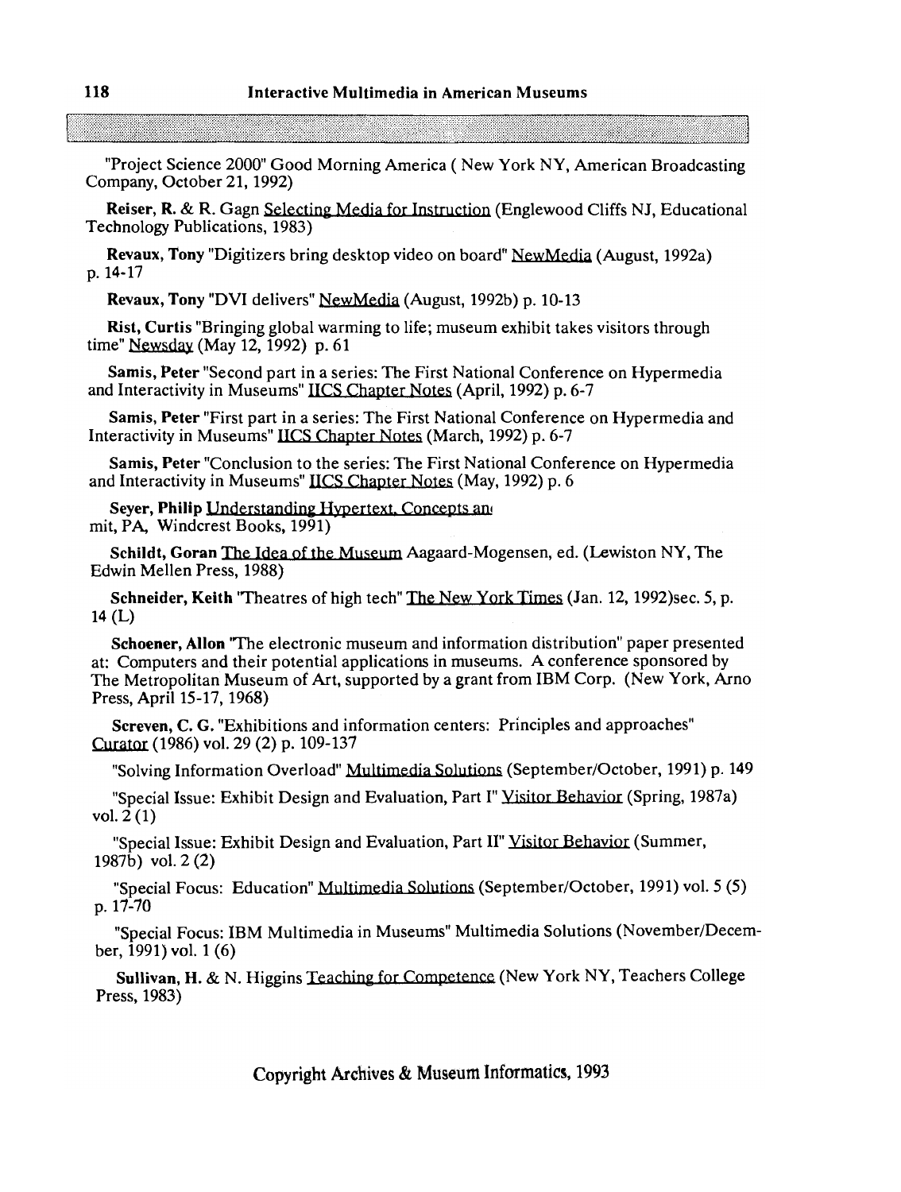"Project Science 2000" Good Morning America ( New York NY, American Broadcasting Company, October 21, 1992)

**Reiser, R.** & R. Gagn Selecting Media for Instruction (Englewood Cliffs NJ, Educational Technology Publications, 1983)

**Revaux, Tony** "Digitizers bring desktop video on board" NewMedia (August, 1992a) p. 14-17

**Revaux, Tony** "DVI delivers" NewMedia (August, 1992b) p. 10-13

**Rist, Curtis** "Bringing global warming to life; museum exhibit takes visitors through time" Newsday (May 12, 1992) p. 61

**Samis, Peter** "Second part in a series: The First National Conference on Hypermedia and Interactivity in Museums" IICS Chapter Notes (April, 1992) p. 6-7

**Samis, Peter** "First part in a series: The First National Conference on Hypermedia and Interactivity in Museums" IICS Chapter Notes (March, 1992) p. 6-7

**Samis, Peter** "Conclusion to the series: The First National Conference on Hypermedia and Interactivity in Museums" IICS Chapter Notes (May, 1992) p. 6

**Seyer, Philip** Understanding Hypertext, Concepts an mit, PA, Windcrest Books, 1991)

**Schildt, Goran** The Idea of the Museum Aagaard-Mogensen, ed. (Lewiston NY, The Edwin Mellen Press, 1988)

**Schneider, Keith** "Theatres of high tech" The New York Times (Jan. 12, 1992)sec. 5, p. 14 (L)

**Schoener, Allon** "The electronic museum and information distribution" paper presented at: Computers and their potential applications in museums. A conference sponsored by The Metropolitan Museum of Art, supported by a grant from IBM Corp. (New York, Arno Press, April 15-17, 1968)

**Screven, C. G.** "Exhibitions and information centers: Principles and approaches" Curator (1986) vol. 29 (2) p. 109-137

"Solving Information Overload" Multimedia Solutions (September/October, 1991) p. 149

"Special Issue: Exhibit Design and Evaluation, Part I" Visitor Behavior (Spring, 1987a) vol. 2 (1)

"Special Issue: Exhibit Design and Evaluation, Part II" Visitor Behavior (Summer, 1987b) vol. 2 (2)

"Special Focus: Education" Multimedia Solutions (September/October, 1991) vol. 5 (5) p. 17-70

"Special Focus: IBM Multimedia in Museums" Multimedia Solutions (November/December, 1991) vol. 1 (6)

**Sullivan, H.** & N. Higgins Teaching for Competence (New York NY, Teachers College Press, 1983)

Copyright Archives & Museum Informatics, 1993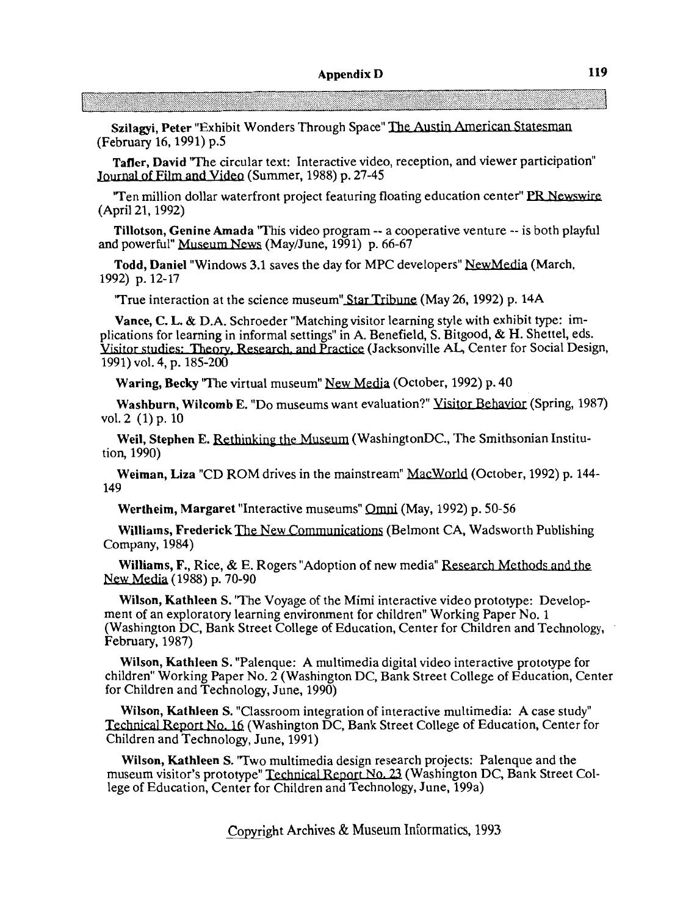**Szilagyi, Peter** "Exhibit Wonders Through Space" The Austin American Statesman (February 16, 1991) p.5

**Tafler, David** "The circular text: Interactive video, reception, and viewer participation" Journal of Film and Video (Summer, 1988) p. 27-45

"Ten million dollar waterfront project featuring floating education center" PR Newswire (April 21, 1992)

**Tillotson, Genine Amada** "This video program -- a cooperative venture -- is both playful and powerful" Museum News (May/June, 1991) p. 66-67

**Todd, Daniel** "Windows 3.1 saves the day for MPC developers" NewMedia (March, 1992) p. 12-17

"True interaction at the science museum" Star Tribune (May 26, 1992) p. 14A

**Vance, C. L. & D.A. Schroeder** "Matching visitor learning style with exhibit type: implications for learning in informal settings" in A. Benefield, S. Bitgood, & H. Shettel, eds. Visitor studies: Theory, Research, and Practice (Jacksonville AL, Center for Social Design, 1991) vol. 4, p. 185-200

**Waring, Becky** "The virtual museum" New Media (October, 1992) p. 40

**Washburn, Wilcomb E.** "Do museums want evaluation?" Visitor Behavior (Spring, 1987) vol. 2 (1) p. 10

**Weil, Stephen E.** Rethinking the Museum (WashingtonDC., The Smithsonian Institution, 1990)

**Weiman, Liza** "CD ROM drives in the mainstream" MacWorld (October, 1992) p. 144-149

**Wertheim, Margaret** "Interactive museums" Omni (May, 1992) p. 50-56

**Williams, Frederick** The New Communications (Belmont CA, Wadsworth Publishing Company, 1984)

**Williams, F.**, Rice, & E. Rogers "Adoption of new media" Research Methods and the New Media (1988) p. 70-90

**Wilson, Kathleen S.** "The Voyage of the Mimi interactive video prototype: Development of an exploratory learning environment for children" Working Paper No. 1 (Washington DC, Bank Street College of Education, Center for Children and Technology, February, 1987)

**Wilson, Kathleen S.** "Palenque: A multimedia digital video interactive prototype for children" Working Paper No. 2 (Washington DC, Bank Street College of Education, Center for Children and Technology, June, 1990)

**Wilson, Kathleen S.** "Classroom integration of interactive multimedia: A case study" Technical Report No. 16 (Washington DC, Bank Street College of Education, Center for Children and Technology, June, 1991)

**Wilson, Kathleen S.** "Two multimedia design research projects: Palenque and the museum visitor's prototype" Technical Report No. 23 (Washington DC, Bank Street College of Education, Center for Children and Technology, June, 199a)

Copyright Archives & Museum Informatics, 1993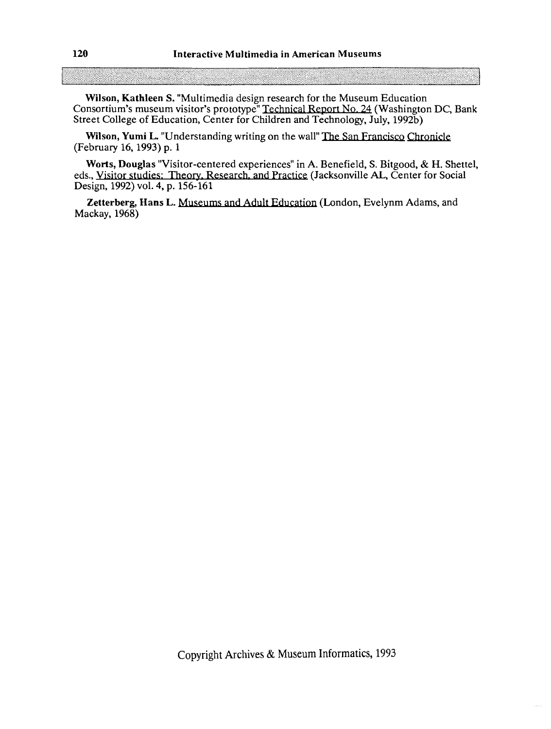**Wilson, Kathleen S.** "Multimedia design research for the Museum Education Consortium's museum visitor's prototype" Technical Report No. 24 (Washington DC, Bank Street College of Education, Center for Children and Technology, July, 1992b)

**Wilson, Yumi L.** "Understanding writing on the wall" The San Francisco Chronicle (February 16, 1993) p. 1

**Worts, Douglas** "Visitor-centered experiences" in A. Benefield, S. Bitgood, & H. Shettel, eds., Visitor studies: Theory, Research, and Practice (Jacksonville AL, Center for Social Design, 1992) vol. 4, p. 156-161

**Zetterberg, Hans L.** Museums and Adult Education (London, Evelynm Adams, and Mackay, 1968)

Copyright Archives & Museum Informatics, 1993